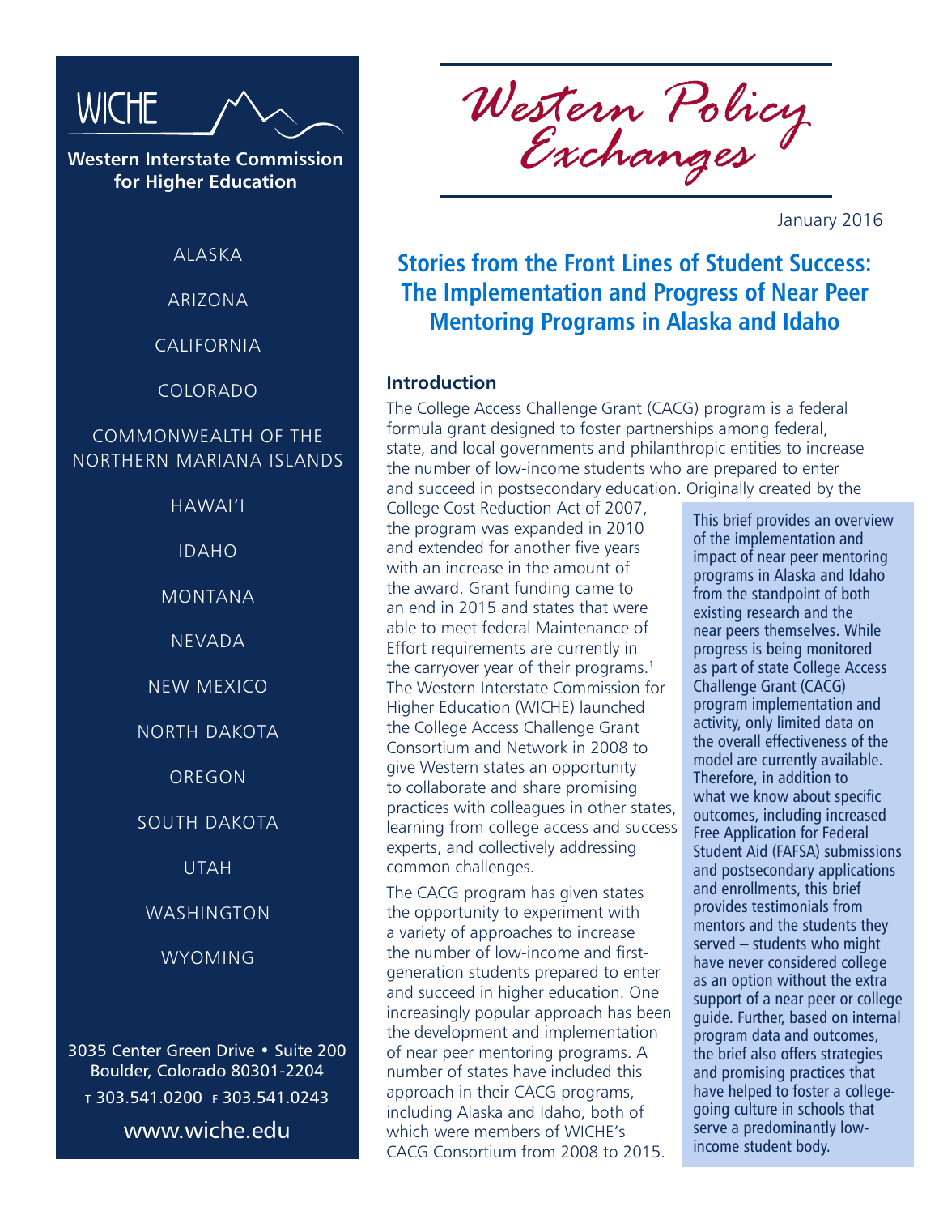WICHE

**Western Interstate Commission for Higher Education**

ALASKA

ARIZONA

CALIFORNIA

COLORADO

COMMONWEALTH OF THE NORTHERN MARIANA ISLANDS

HAWAI'I

IDAHO

MONTANA

NEVADA

NEW MEXICO

NORTH DAKOTA

OREGON

SOUTH DAKOTA

UTAH

WASHINGTON

WYOMING

3035 Center Green Drive • Suite 200
Boulder, Colorado 80301-2204
T 303.541.0200 F 303.541.0243

www.wiche.edu

*Western Policy Exchanges*

January 2016

# Stories from the Front Lines of Student Success: The Implementation and Progress of Near Peer Mentoring Programs in Alaska and Idaho

## Introduction

The College Access Challenge Grant (CACG) program is a federal formula grant designed to foster partnerships among federal, state, and local governments and philanthropic entities to increase the number of low-income students who are prepared to enter and succeed in postsecondary education. Originally created by the College Cost Reduction Act of 2007, the program was expanded in 2010 and extended for another five years with an increase in the amount of the award. Grant funding came to an end in 2015 and states that were able to meet federal Maintenance of Effort requirements are currently in the carryover year of their programs.[1] The Western Interstate Commission for Higher Education (WICHE) launched the College Access Challenge Grant Consortium and Network in 2008 to give Western states an opportunity to collaborate and share promising practices with colleagues in other states, learning from college access and success experts, and collectively addressing common challenges.

The CACG program has given states the opportunity to experiment with a variety of approaches to increase the number of low-income and first-generation students prepared to enter and succeed in higher education. One increasingly popular approach has been the development and implementation of near peer mentoring programs. A number of states have included this approach in their CACG programs, including Alaska and Idaho, both of which were members of WICHE's CACG Consortium from 2008 to 2015.

> This brief provides an overview of the implementation and impact of near peer mentoring programs in Alaska and Idaho from the standpoint of both existing research and the near peers themselves. While progress is being monitored as part of state College Access Challenge Grant (CACG) program implementation and activity, only limited data on the overall effectiveness of the model are currently available. Therefore, in addition to what we know about specific outcomes, including increased Free Application for Federal Student Aid (FAFSA) submissions and postsecondary applications and enrollments, this brief provides testimonials from mentors and the students they served – students who might have never considered college as an option without the extra support of a near peer or college guide. Further, based on internal program data and outcomes, the brief also offers strategies and promising practices that have helped to foster a college-going culture in schools that serve a predominantly low-income student body.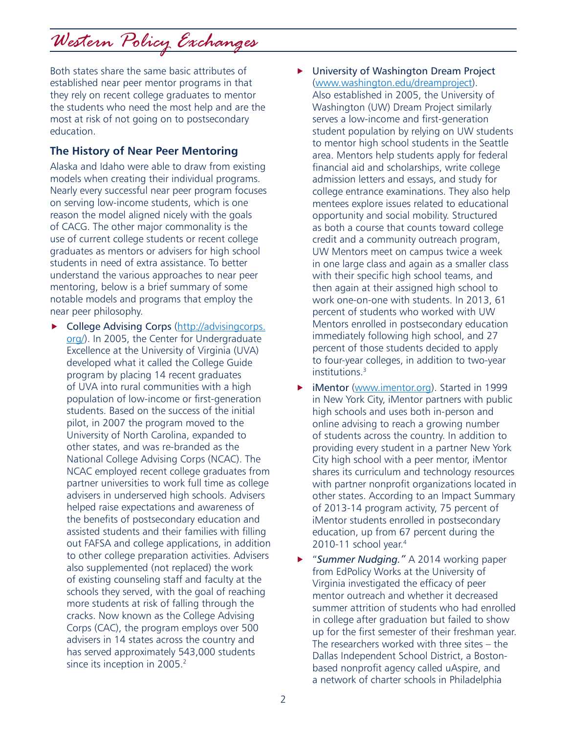Both states share the same basic attributes of established near peer mentor programs in that they rely on recent college graduates to mentor the students who need the most help and are the most at risk of not going on to postsecondary education.

## The History of Near Peer Mentoring

Alaska and Idaho were able to draw from existing models when creating their individual programs. Nearly every successful near peer program focuses on serving low-income students, which is one reason the model aligned nicely with the goals of CACG. The other major commonality is the use of current college students or recent college graduates as mentors or advisers for high school students in need of extra assistance. To better understand the various approaches to near peer mentoring, below is a brief summary of some notable models and programs that employ the near peer philosophy.

- College Advising Corps (http://advisingcorps.org/). In 2005, the Center for Undergraduate Excellence at the University of Virginia (UVA) developed what it called the College Guide program by placing 14 recent graduates of UVA into rural communities with a high population of low-income or first-generation students. Based on the success of the initial pilot, in 2007 the program moved to the University of North Carolina, expanded to other states, and was re-branded as the National College Advising Corps (NCAC). The NCAC employed recent college graduates from partner universities to work full time as college advisers in underserved high schools. Advisers helped raise expectations and awareness of the benefits of postsecondary education and assisted students and their families with filling out FAFSA and college applications, in addition to other college preparation activities. Advisers also supplemented (not replaced) the work of existing counseling staff and faculty at the schools they served, with the goal of reaching more students at risk of falling through the cracks. Now known as the College Advising Corps (CAC), the program employs over 500 advisers in 14 states across the country and has served approximately 543,000 students since its inception in 2005.[2]
- University of Washington Dream Project (www.washington.edu/dreamproject). Also established in 2005, the University of Washington (UW) Dream Project similarly serves a low-income and first-generation student population by relying on UW students to mentor high school students in the Seattle area. Mentors help students apply for federal financial aid and scholarships, write college admission letters and essays, and study for college entrance examinations. They also help mentees explore issues related to educational opportunity and social mobility. Structured as both a course that counts toward college credit and a community outreach program, UW Mentors meet on campus twice a week in one large class and again as a smaller class with their specific high school teams, and then again at their assigned high school to work one-on-one with students. In 2013, 61 percent of students who worked with UW Mentors enrolled in postsecondary education immediately following high school, and 27 percent of those students decided to apply to four-year colleges, in addition to two-year institutions.[3]
- iMentor (www.imentor.org). Started in 1999 in New York City, iMentor partners with public high schools and uses both in-person and online advising to reach a growing number of students across the country. In addition to providing every student in a partner New York City high school with a peer mentor, iMentor shares its curriculum and technology resources with partner nonprofit organizations located in other states. According to an Impact Summary of 2013-14 program activity, 75 percent of iMentor students enrolled in postsecondary education, up from 67 percent during the 2010-11 school year.[4]
- "***Summer Nudging.***" A 2014 working paper from EdPolicy Works at the University of Virginia investigated the efficacy of peer mentor outreach and whether it decreased summer attrition of students who had enrolled in college after graduation but failed to show up for the first semester of their freshman year. The researchers worked with three sites – the Dallas Independent School District, a Boston-based nonprofit agency called uAspire, and a network of charter schools in Philadelphia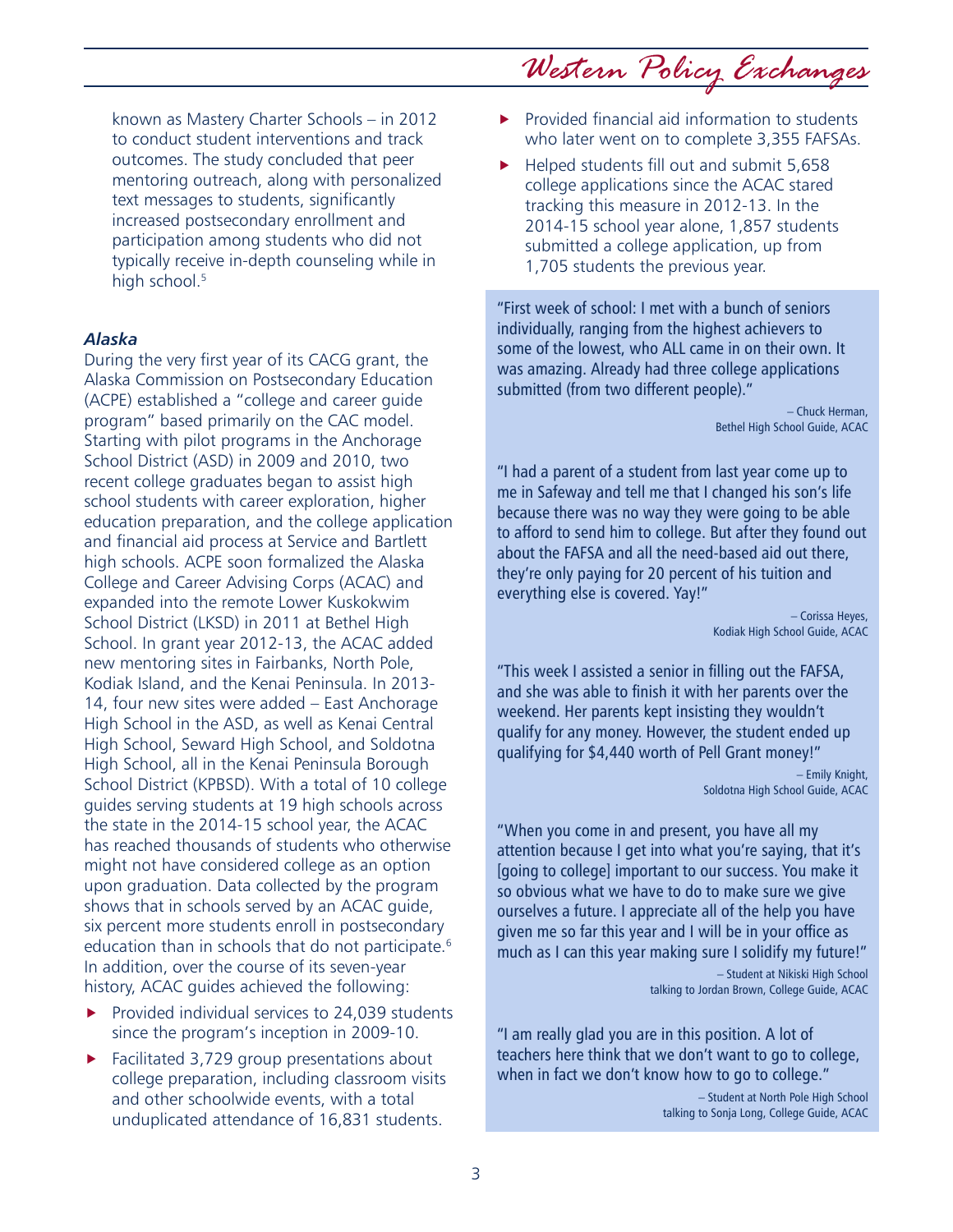known as Mastery Charter Schools – in 2012 to conduct student interventions and track outcomes. The study concluded that peer mentoring outreach, along with personalized text messages to students, significantly increased postsecondary enrollment and participation among students who did not typically receive in-depth counseling while in high school.[5]

### *Alaska*

During the very first year of its CACG grant, the Alaska Commission on Postsecondary Education (ACPE) established a "college and career guide program" based primarily on the CAC model. Starting with pilot programs in the Anchorage School District (ASD) in 2009 and 2010, two recent college graduates began to assist high school students with career exploration, higher education preparation, and the college application and financial aid process at Service and Bartlett high schools. ACPE soon formalized the Alaska College and Career Advising Corps (ACAC) and expanded into the remote Lower Kuskokwim School District (LKSD) in 2011 at Bethel High School. In grant year 2012-13, the ACAC added new mentoring sites in Fairbanks, North Pole, Kodiak Island, and the Kenai Peninsula. In 2013-14, four new sites were added – East Anchorage High School in the ASD, as well as Kenai Central High School, Seward High School, and Soldotna High School, all in the Kenai Peninsula Borough School District (KPBSD). With a total of 10 college guides serving students at 19 high schools across the state in the 2014-15 school year, the ACAC has reached thousands of students who otherwise might not have considered college as an option upon graduation. Data collected by the program shows that in schools served by an ACAC guide, six percent more students enroll in postsecondary education than in schools that do not participate.[6] In addition, over the course of its seven-year history, ACAC guides achieved the following:

- Provided individual services to 24,039 students since the program's inception in 2009-10.
- Facilitated 3,729 group presentations about college preparation, including classroom visits and other schoolwide events, with a total unduplicated attendance of 16,831 students.
- Provided financial aid information to students who later went on to complete 3,355 FAFSAs.
- Helped students fill out and submit 5,658 college applications since the ACAC stared tracking this measure in 2012-13. In the 2014-15 school year alone, 1,857 students submitted a college application, up from 1,705 students the previous year.

> "First week of school: I met with a bunch of seniors individually, ranging from the highest achievers to some of the lowest, who ALL came in on their own. It was amazing. Already had three college applications submitted (from two different people)."
>
> – Chuck Herman,
> Bethel High School Guide, ACAC

> "I had a parent of a student from last year come up to me in Safeway and tell me that I changed his son's life because there was no way they were going to be able to afford to send him to college. But after they found out about the FAFSA and all the need-based aid out there, they're only paying for 20 percent of his tuition and everything else is covered. Yay!"
>
> – Corissa Heyes,
> Kodiak High School Guide, ACAC

> "This week I assisted a senior in filling out the FAFSA, and she was able to finish it with her parents over the weekend. Her parents kept insisting they wouldn't qualify for any money. However, the student ended up qualifying for $4,440 worth of Pell Grant money!"
>
> – Emily Knight,
> Soldotna High School Guide, ACAC

> "When you come in and present, you have all my attention because I get into what you're saying, that it's [going to college] important to our success. You make it so obvious what we have to do to make sure we give ourselves a future. I appreciate all of the help you have given me so far this year and I will be in your office as much as I can this year making sure I solidify my future!"
>
> – Student at Nikiski High School
> talking to Jordan Brown, College Guide, ACAC

> "I am really glad you are in this position. A lot of teachers here think that we don't want to go to college, when in fact we don't know how to go to college."
>
> – Student at North Pole High School
> talking to Sonja Long, College Guide, ACAC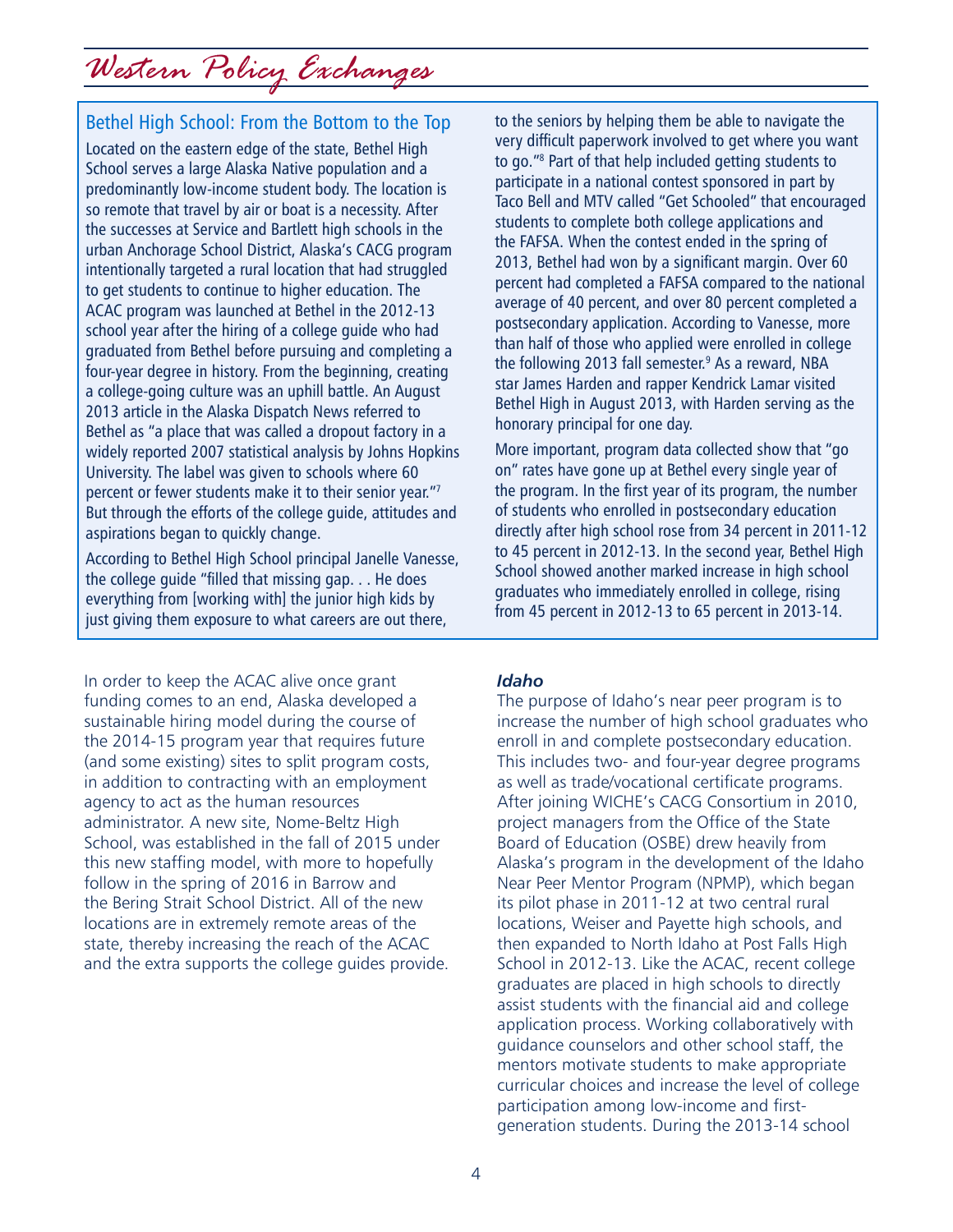### Bethel High School: From the Bottom to the Top

Located on the eastern edge of the state, Bethel High School serves a large Alaska Native population and a predominantly low-income student body. The location is so remote that travel by air or boat is a necessity. After the successes at Service and Bartlett high schools in the urban Anchorage School District, Alaska's CACG program intentionally targeted a rural location that had struggled to get students to continue to higher education. The ACAC program was launched at Bethel in the 2012-13 school year after the hiring of a college guide who had graduated from Bethel before pursuing and completing a four-year degree in history. From the beginning, creating a college-going culture was an uphill battle. An August 2013 article in the Alaska Dispatch News referred to Bethel as "a place that was called a dropout factory in a widely reported 2007 statistical analysis by Johns Hopkins University. The label was given to schools where 60 percent or fewer students make it to their senior year."[7] But through the efforts of the college guide, attitudes and aspirations began to quickly change.

According to Bethel High School principal Janelle Vanesse, the college guide "filled that missing gap. . . He does everything from [working with] the junior high kids by just giving them exposure to what careers are out there, to the seniors by helping them be able to navigate the very difficult paperwork involved to get where you want to go."[8] Part of that help included getting students to participate in a national contest sponsored in part by Taco Bell and MTV called "Get Schooled" that encouraged students to complete both college applications and the FAFSA. When the contest ended in the spring of 2013, Bethel had won by a significant margin. Over 60 percent had completed a FAFSA compared to the national average of 40 percent, and over 80 percent completed a postsecondary application. According to Vanesse, more than half of those who applied were enrolled in college the following 2013 fall semester.[9] As a reward, NBA star James Harden and rapper Kendrick Lamar visited Bethel High in August 2013, with Harden serving as the honorary principal for one day.

More important, program data collected show that "go on" rates have gone up at Bethel every single year of the program. In the first year of its program, the number of students who enrolled in postsecondary education directly after high school rose from 34 percent in 2011-12 to 45 percent in 2012-13. In the second year, Bethel High School showed another marked increase in high school graduates who immediately enrolled in college, rising from 45 percent in 2012-13 to 65 percent in 2013-14.

In order to keep the ACAC alive once grant funding comes to an end, Alaska developed a sustainable hiring model during the course of the 2014-15 program year that requires future (and some existing) sites to split program costs, in addition to contracting with an employment agency to act as the human resources administrator. A new site, Nome-Beltz High School, was established in the fall of 2015 under this new staffing model, with more to hopefully follow in the spring of 2016 in Barrow and the Bering Strait School District. All of the new locations are in extremely remote areas of the state, thereby increasing the reach of the ACAC and the extra supports the college guides provide.

***Idaho***

The purpose of Idaho's near peer program is to increase the number of high school graduates who enroll in and complete postsecondary education. This includes two- and four-year degree programs as well as trade/vocational certificate programs. After joining WICHE's CACG Consortium in 2010, project managers from the Office of the State Board of Education (OSBE) drew heavily from Alaska's program in the development of the Idaho Near Peer Mentor Program (NPMP), which began its pilot phase in 2011-12 at two central rural locations, Weiser and Payette high schools, and then expanded to North Idaho at Post Falls High School in 2012-13. Like the ACAC, recent college graduates are placed in high schools to directly assist students with the financial aid and college application process. Working collaboratively with guidance counselors and other school staff, the mentors motivate students to make appropriate curricular choices and increase the level of college participation among low-income and first-generation students. During the 2013-14 school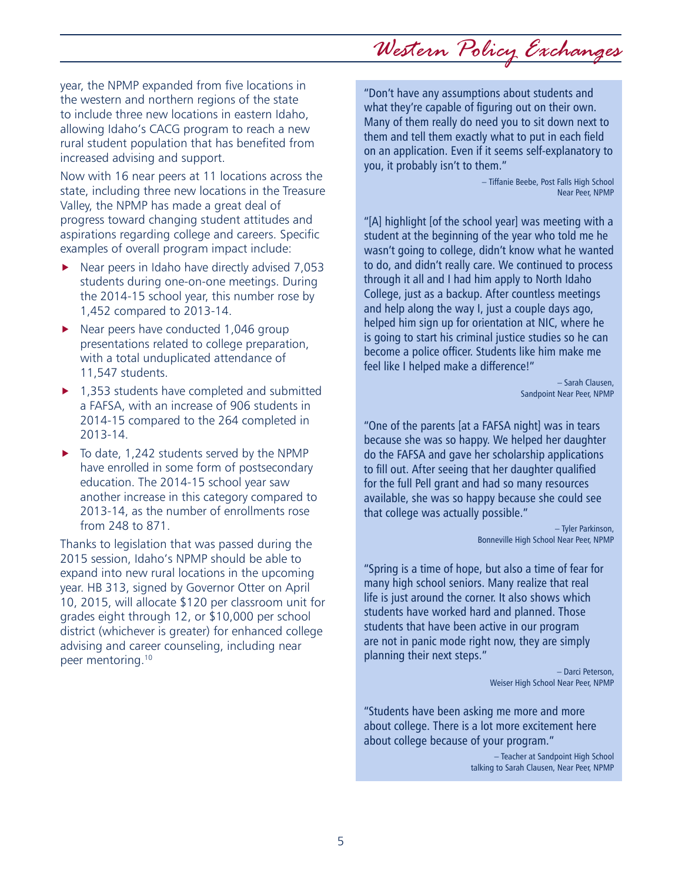year, the NPMP expanded from five locations in the western and northern regions of the state to include three new locations in eastern Idaho, allowing Idaho's CACG program to reach a new rural student population that has benefited from increased advising and support.

Now with 16 near peers at 11 locations across the state, including three new locations in the Treasure Valley, the NPMP has made a great deal of progress toward changing student attitudes and aspirations regarding college and careers. Specific examples of overall program impact include:

- Near peers in Idaho have directly advised 7,053 students during one-on-one meetings. During the 2014-15 school year, this number rose by 1,452 compared to 2013-14.
- Near peers have conducted 1,046 group presentations related to college preparation, with a total unduplicated attendance of 11,547 students.
- 1,353 students have completed and submitted a FAFSA, with an increase of 906 students in 2014-15 compared to the 264 completed in 2013-14.
- To date, 1,242 students served by the NPMP have enrolled in some form of postsecondary education. The 2014-15 school year saw another increase in this category compared to 2013-14, as the number of enrollments rose from 248 to 871.

Thanks to legislation that was passed during the 2015 session, Idaho's NPMP should be able to expand into new rural locations in the upcoming year. HB 313, signed by Governor Otter on April 10, 2015, will allocate $120 per classroom unit for grades eight through 12, or $10,000 per school district (whichever is greater) for enhanced college advising and career counseling, including near peer mentoring.[10]

> "Don't have any assumptions about students and what they're capable of figuring out on their own. Many of them really do need you to sit down next to them and tell them exactly what to put in each field on an application. Even if it seems self-explanatory to you, it probably isn't to them."
>
> – Tiffanie Beebe, Post Falls High School Near Peer, NPMP

> "[A] highlight [of the school year] was meeting with a student at the beginning of the year who told me he wasn't going to college, didn't know what he wanted to do, and didn't really care. We continued to process through it all and I had him apply to North Idaho College, just as a backup. After countless meetings and help along the way I, just a couple days ago, helped him sign up for orientation at NIC, where he is going to start his criminal justice studies so he can become a police officer. Students like him make me feel like I helped make a difference!"
>
> – Sarah Clausen, Sandpoint Near Peer, NPMP

> "One of the parents [at a FAFSA night] was in tears because she was so happy. We helped her daughter do the FAFSA and gave her scholarship applications to fill out. After seeing that her daughter qualified for the full Pell grant and had so many resources available, she was so happy because she could see that college was actually possible."
>
> – Tyler Parkinson, Bonneville High School Near Peer, NPMP

> "Spring is a time of hope, but also a time of fear for many high school seniors. Many realize that real life is just around the corner. It also shows which students have worked hard and planned. Those students that have been active in our program are not in panic mode right now, they are simply planning their next steps."
>
> – Darci Peterson, Weiser High School Near Peer, NPMP

> "Students have been asking me more and more about college. There is a lot more excitement here about college because of your program."
>
> – Teacher at Sandpoint High School talking to Sarah Clausen, Near Peer, NPMP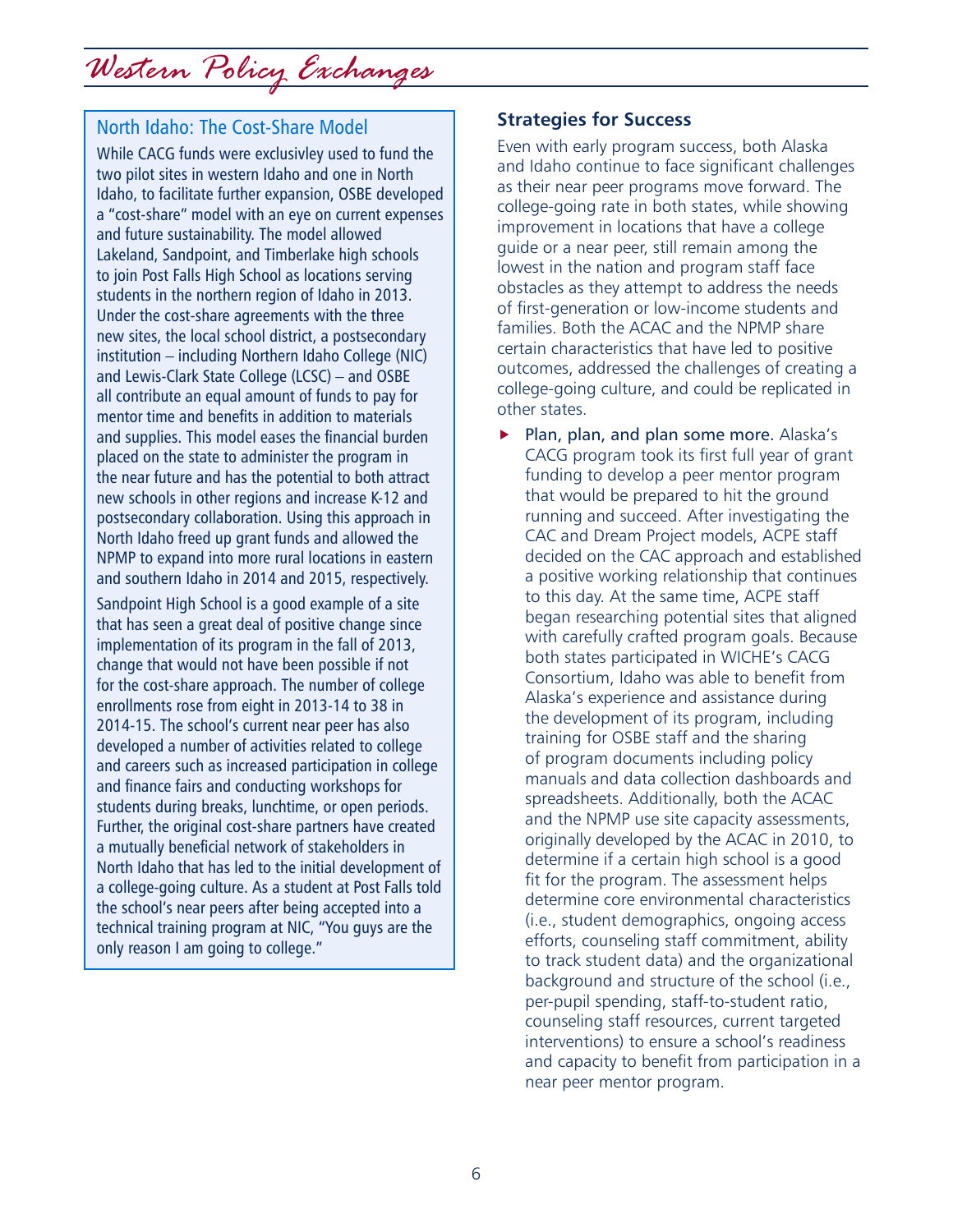## North Idaho: The Cost-Share Model

While CACG funds were exclusivley used to fund the two pilot sites in western Idaho and one in North Idaho, to facilitate further expansion, OSBE developed a "cost-share" model with an eye on current expenses and future sustainability. The model allowed Lakeland, Sandpoint, and Timberlake high schools to join Post Falls High School as locations serving students in the northern region of Idaho in 2013. Under the cost-share agreements with the three new sites, the local school district, a postsecondary institution – including Northern Idaho College (NIC) and Lewis-Clark State College (LCSC) – and OSBE all contribute an equal amount of funds to pay for mentor time and benefits in addition to materials and supplies. This model eases the financial burden placed on the state to administer the program in the near future and has the potential to both attract new schools in other regions and increase K-12 and postsecondary collaboration. Using this approach in North Idaho freed up grant funds and allowed the NPMP to expand into more rural locations in eastern and southern Idaho in 2014 and 2015, respectively.

Sandpoint High School is a good example of a site that has seen a great deal of positive change since implementation of its program in the fall of 2013, change that would not have been possible if not for the cost-share approach. The number of college enrollments rose from eight in 2013-14 to 38 in 2014-15. The school's current near peer has also developed a number of activities related to college and careers such as increased participation in college and finance fairs and conducting workshops for students during breaks, lunchtime, or open periods. Further, the original cost-share partners have created a mutually beneficial network of stakeholders in North Idaho that has led to the initial development of a college-going culture. As a student at Post Falls told the school's near peers after being accepted into a technical training program at NIC, "You guys are the only reason I am going to college."

## Strategies for Success

Even with early program success, both Alaska and Idaho continue to face significant challenges as their near peer programs move forward. The college-going rate in both states, while showing improvement in locations that have a college guide or a near peer, still remain among the lowest in the nation and program staff face obstacles as they attempt to address the needs of first-generation or low-income students and families. Both the ACAC and the NPMP share certain characteristics that have led to positive outcomes, addressed the challenges of creating a college-going culture, and could be replicated in other states.

- **Plan, plan, and plan some more.** Alaska's CACG program took its first full year of grant funding to develop a peer mentor program that would be prepared to hit the ground running and succeed. After investigating the CAC and Dream Project models, ACPE staff decided on the CAC approach and established a positive working relationship that continues to this day. At the same time, ACPE staff began researching potential sites that aligned with carefully crafted program goals. Because both states participated in WICHE's CACG Consortium, Idaho was able to benefit from Alaska's experience and assistance during the development of its program, including training for OSBE staff and the sharing of program documents including policy manuals and data collection dashboards and spreadsheets. Additionally, both the ACAC and the NPMP use site capacity assessments, originally developed by the ACAC in 2010, to determine if a certain high school is a good fit for the program. The assessment helps determine core environmental characteristics (i.e., student demographics, ongoing access efforts, counseling staff commitment, ability to track student data) and the organizational background and structure of the school (i.e., per-pupil spending, staff-to-student ratio, counseling staff resources, current targeted interventions) to ensure a school's readiness and capacity to benefit from participation in a near peer mentor program.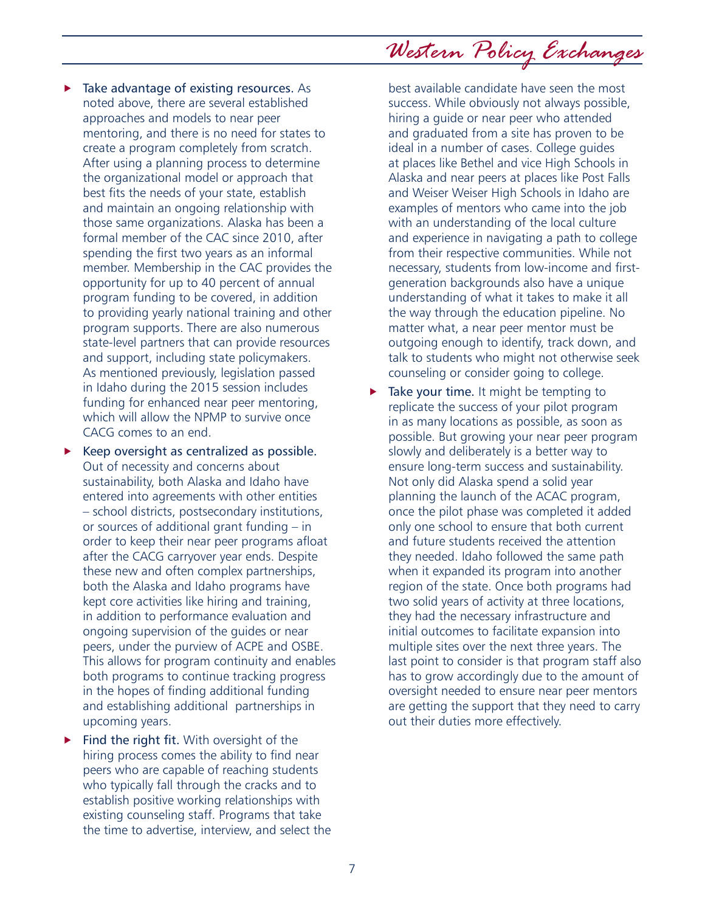- **Take advantage of existing resources.** As noted above, there are several established approaches and models to near peer mentoring, and there is no need for states to create a program completely from scratch. After using a planning process to determine the organizational model or approach that best fits the needs of your state, establish and maintain an ongoing relationship with those same organizations. Alaska has been a formal member of the CAC since 2010, after spending the first two years as an informal member. Membership in the CAC provides the opportunity for up to 40 percent of annual program funding to be covered, in addition to providing yearly national training and other program supports. There are also numerous state-level partners that can provide resources and support, including state policymakers. As mentioned previously, legislation passed in Idaho during the 2015 session includes funding for enhanced near peer mentoring, which will allow the NPMP to survive once CACG comes to an end.

- **Keep oversight as centralized as possible.** Out of necessity and concerns about sustainability, both Alaska and Idaho have entered into agreements with other entities – school districts, postsecondary institutions, or sources of additional grant funding – in order to keep their near peer programs afloat after the CACG carryover year ends. Despite these new and often complex partnerships, both the Alaska and Idaho programs have kept core activities like hiring and training, in addition to performance evaluation and ongoing supervision of the guides or near peers, under the purview of ACPE and OSBE. This allows for program continuity and enables both programs to continue tracking progress in the hopes of finding additional funding and establishing additional partnerships in upcoming years.

- **Find the right fit.** With oversight of the hiring process comes the ability to find near peers who are capable of reaching students who typically fall through the cracks and to establish positive working relationships with existing counseling staff. Programs that take the time to advertise, interview, and select the best available candidate have seen the most success. While obviously not always possible, hiring a guide or near peer who attended and graduated from a site has proven to be ideal in a number of cases. College guides at places like Bethel and vice High Schools in Alaska and near peers at places like Post Falls and Weiser Weiser High Schools in Idaho are examples of mentors who came into the job with an understanding of the local culture and experience in navigating a path to college from their respective communities. While not necessary, students from low-income and first-generation backgrounds also have a unique understanding of what it takes to make it all the way through the education pipeline. No matter what, a near peer mentor must be outgoing enough to identify, track down, and talk to students who might not otherwise seek counseling or consider going to college.

- **Take your time.** It might be tempting to replicate the success of your pilot program in as many locations as possible, as soon as possible. But growing your near peer program slowly and deliberately is a better way to ensure long-term success and sustainability. Not only did Alaska spend a solid year planning the launch of the ACAC program, once the pilot phase was completed it added only one school to ensure that both current and future students received the attention they needed. Idaho followed the same path when it expanded its program into another region of the state. Once both programs had two solid years of activity at three locations, they had the necessary infrastructure and initial outcomes to facilitate expansion into multiple sites over the next three years. The last point to consider is that program staff also has to grow accordingly due to the amount of oversight needed to ensure near peer mentors are getting the support that they need to carry out their duties more effectively.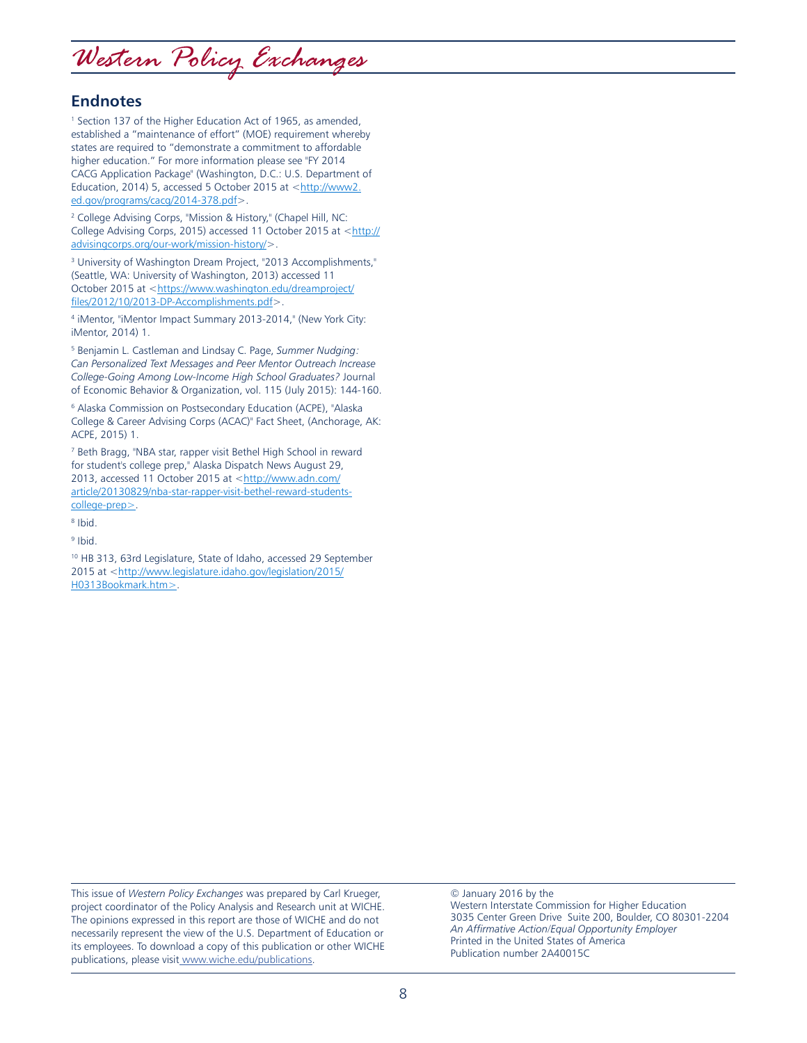## Endnotes

[1] Section 137 of the Higher Education Act of 1965, as amended, established a "maintenance of effort" (MOE) requirement whereby states are required to "demonstrate a commitment to affordable higher education." For more information please see "FY 2014 CACG Application Package" (Washington, D.C.: U.S. Department of Education, 2014) 5, accessed 5 October 2015 at <http://www2.ed.gov/programs/cacg/2014-378.pdf>.

[2] College Advising Corps, "Mission & History," (Chapel Hill, NC: College Advising Corps, 2015) accessed 11 October 2015 at <http://advisingcorps.org/our-work/mission-history/>.

[3] University of Washington Dream Project, "2013 Accomplishments," (Seattle, WA: University of Washington, 2013) accessed 11 October 2015 at <https://www.washington.edu/dreamproject/files/2012/10/2013-DP-Accomplishments.pdf>.

[4] iMentor, "iMentor Impact Summary 2013-2014," (New York City: iMentor, 2014) 1.

[5] Benjamin L. Castleman and Lindsay C. Page, *Summer Nudging: Can Personalized Text Messages and Peer Mentor Outreach Increase College-Going Among Low-Income High School Graduates?* Journal of Economic Behavior & Organization, vol. 115 (July 2015): 144-160.

[6] Alaska Commission on Postsecondary Education (ACPE), "Alaska College & Career Advising Corps (ACAC)" Fact Sheet, (Anchorage, AK: ACPE, 2015) 1.

[7] Beth Bragg, "NBA star, rapper visit Bethel High School in reward for student's college prep," Alaska Dispatch News August 29, 2013, accessed 11 October 2015 at <http://www.adn.com/article/20130829/nba-star-rapper-visit-bethel-reward-students-college-prep>.

[8] Ibid.

[9] Ibid.

[10] HB 313, 63rd Legislature, State of Idaho, accessed 29 September 2015 at <http://www.legislature.idaho.gov/legislation/2015/H0313Bookmark.htm>.

This issue of *Western Policy Exchanges* was prepared by Carl Krueger, project coordinator of the Policy Analysis and Research unit at WICHE. The opinions expressed in this report are those of WICHE and do not necessarily represent the view of the U.S. Department of Education or its employees. To download a copy of this publication or other WICHE publications, please visit www.wiche.edu/publications.

© January 2016 by the
Western Interstate Commission for Higher Education
3035 Center Green Drive Suite 200, Boulder, CO 80301-2204
*An Affirmative Action/Equal Opportunity Employer*
Printed in the United States of America
Publication number 2A40015C